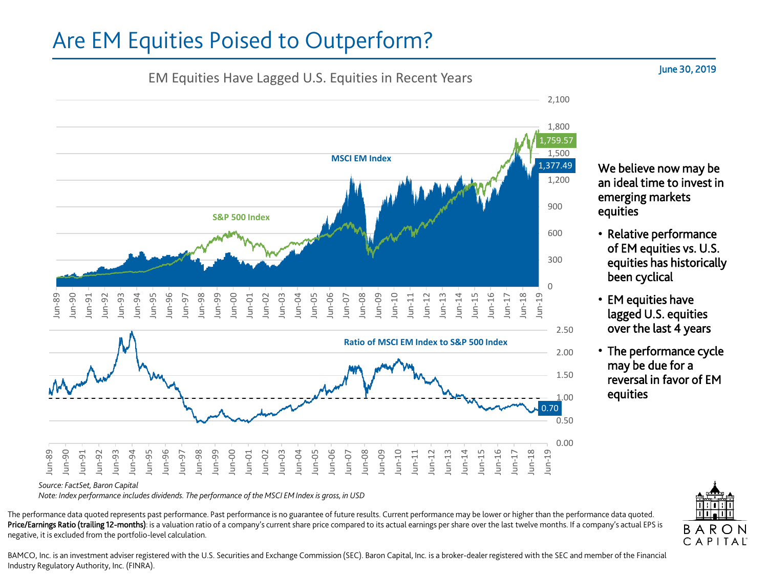# Are EM Equities Poised to Outperform?

June 30, 2019

## EM Equities Have Lagged U.S. Equities in Recent Years

MSCI EM Index: 1,377.49

S&P 500 Index: 1,759.57

Ratio of MSCI EM Index to S&P 500 Index: 0.70

**We believe now may be an ideal time to invest in emerging markets equities**

- Relative performance of EM equities vs. U.S. equities has historically been cyclical
- EM equities have lagged U.S. equities over the last 4 years
- The performance cycle may be due for a reversal in favor of EM equities

*Source: FactSet, Baron Capital*

*Note: Index performance includes dividends. The performance of the MSCI EM Index is gross, in USD*

The performance data quoted represents past performance. Past performance is no guarantee of future results. Current performance may be lower or higher than the performance data quoted.

**Price/Earnings Ratio (trailing 12-months)**: is a valuation ratio of a company's current share price compared to its actual earnings per share over the last twelve months. If a company's actual EPS is negative, it is excluded from the portfolio-level calculation.

BAMCO, Inc. is an investment adviser registered with the U.S. Securities and Exchange Commission (SEC). Baron Capital, Inc. is a broker-dealer registered with the SEC and member of the Financial Industry Regulatory Authority, Inc. (FINRA).

BARON CAPITAL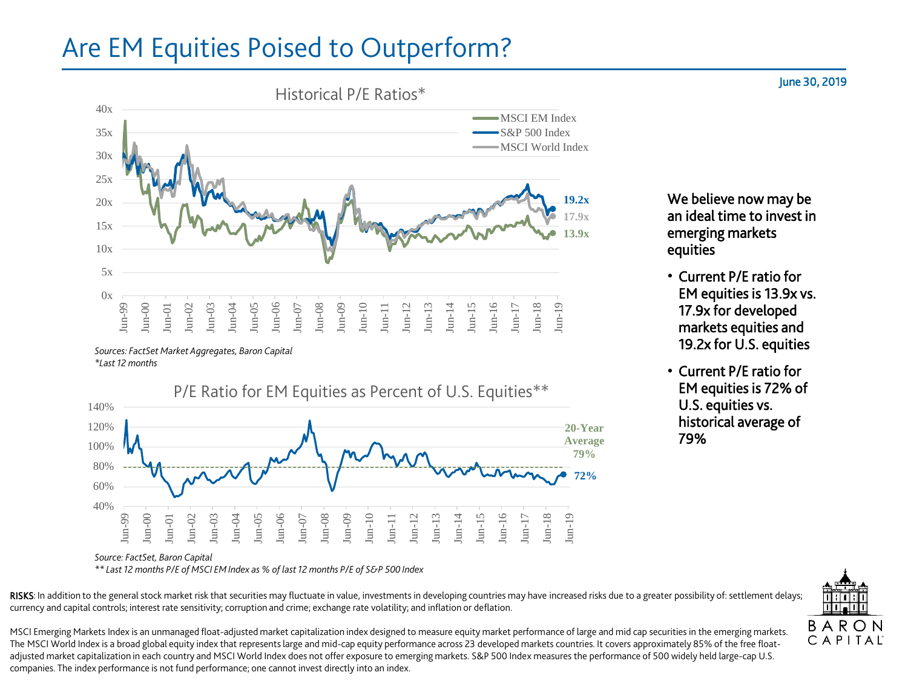# Are EM Equities Poised to Outperform?

June 30, 2019

Historical P/E Ratios*

40x
35x
30x
25x
20x
15x
10x
5x
0x

MSCI EM Index
S&P 500 Index
MSCI World Index

19.2x
17.9x
13.9x

Jun-99 Jun-00 Jun-01 Jun-02 Jun-03 Jun-04 Jun-05 Jun-06 Jun-07 Jun-08 Jun-09 Jun-10 Jun-11 Jun-12 Jun-13 Jun-14 Jun-15 Jun-16 Jun-17 Jun-18 Jun-19

*Sources: FactSet Market Aggregates, Baron Capital*
**Last 12 months*

P/E Ratio for EM Equities as Percent of U.S. Equities**

140%
120%
100%
80%
60%
40%

20-Year Average 79%

72%

Jun-99 Jun-00 Jun-01 Jun-02 Jun-03 Jun-04 Jun-05 Jun-06 Jun-07 Jun-08 Jun-09 Jun-10 Jun-11 Jun-12 Jun-13 Jun-14 Jun-15 Jun-16 Jun-17 Jun-18 Jun-19

*Source: FactSet, Baron Capital*
*** Last 12 months P/E of MSCI EM Index as % of last 12 months P/E of S&P 500 Index*

We believe now may be an ideal time to invest in emerging markets equities

- Current P/E ratio for EM equities is 13.9x vs. 17.9x for developed markets equities and 19.2x for U.S. equities
- Current P/E ratio for EM equities is 72% of U.S. equities vs. historical average of 79%

**RISKS**: In addition to the general stock market risk that securities may fluctuate in value, investments in developing countries may have increased risks due to a greater possibility of: settlement delays; currency and capital controls; interest rate sensitivity; corruption and crime; exchange rate volatility; and inflation or deflation.

MSCI Emerging Markets Index is an unmanaged float-adjusted market capitalization index designed to measure equity market performance of large and mid cap securities in the emerging markets. The MSCI World Index is a broad global equity index that represents large and mid-cap equity performance across 23 developed markets countries. It covers approximately 85% of the free float-adjusted market capitalization in each country and MSCI World Index does not offer exposure to emerging markets. S&P 500 Index measures the performance of 500 widely held large-cap U.S. companies. The index performance is not fund performance; one cannot invest directly into an index.

BARON CAPITAL